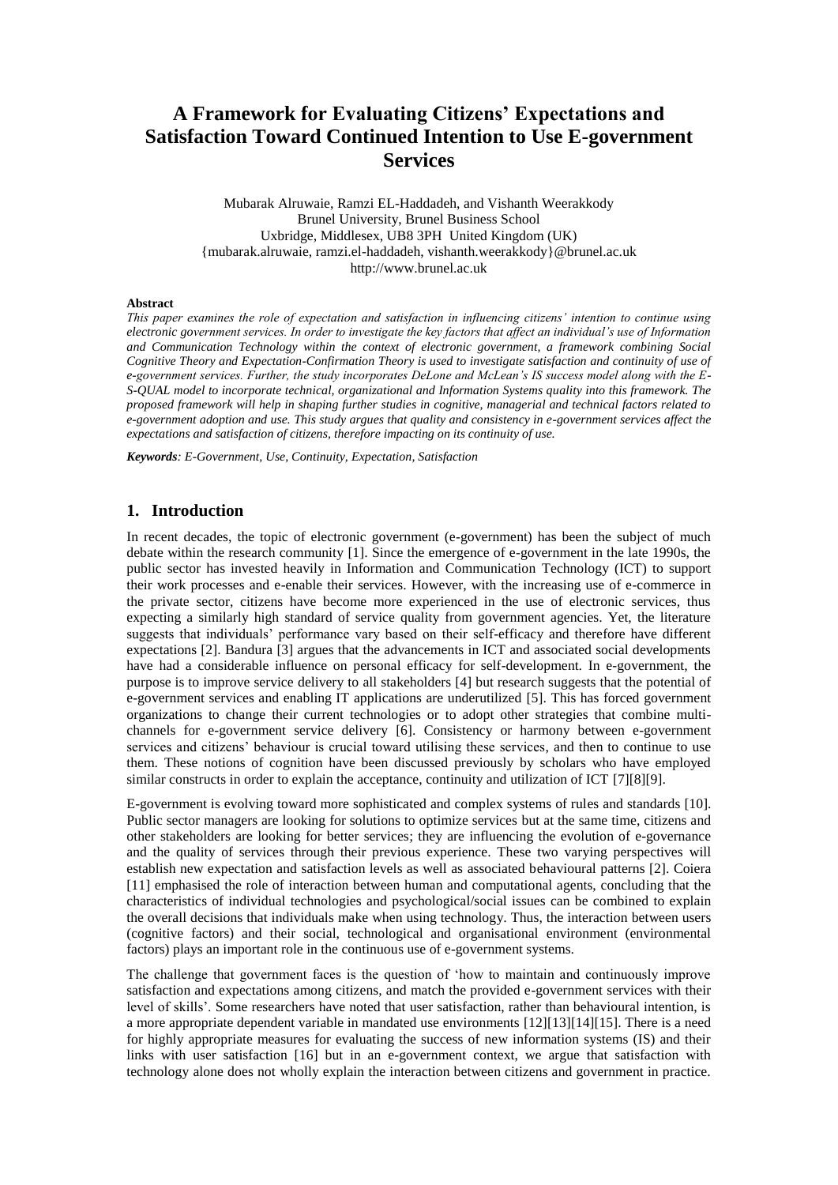# A Framework for Evaluating Citizens' Expectations and Satisfaction Toward Continued Intention to Use E-government Services

Mubarak Alruwaie, Ramzi EL-Haddadeh, and Vishanth Weerakkody
Brunel University, Brunel Business School
Uxbridge, Middlesex, UB8 3PH United Kingdom (UK)
{mubarak.alruwaie, ramzi.el-haddadeh, vishanth.weerakkody}@brunel.ac.uk
http://www.brunel.ac.uk

**Abstract**

*This paper examines the role of expectation and satisfaction in influencing citizens' intention to continue using electronic government services. In order to investigate the key factors that affect an individual's use of Information and Communication Technology within the context of electronic government, a framework combining Social Cognitive Theory and Expectation-Confirmation Theory is used to investigate satisfaction and continuity of use of e-government services. Further, the study incorporates DeLone and McLean's IS success model along with the E-S-QUAL model to incorporate technical, organizational and Information Systems quality into this framework. The proposed framework will help in shaping further studies in cognitive, managerial and technical factors related to e-government adoption and use. This study argues that quality and consistency in e-government services affect the expectations and satisfaction of citizens, therefore impacting on its continuity of use.*

***Keywords**: E-Government, Use, Continuity, Expectation, Satisfaction*

## 1. Introduction

In recent decades, the topic of electronic government (e-government) has been the subject of much debate within the research community [1]. Since the emergence of e-government in the late 1990s, the public sector has invested heavily in Information and Communication Technology (ICT) to support their work processes and e-enable their services. However, with the increasing use of e-commerce in the private sector, citizens have become more experienced in the use of electronic services, thus expecting a similarly high standard of service quality from government agencies. Yet, the literature suggests that individuals' performance vary based on their self-efficacy and therefore have different expectations [2]. Bandura [3] argues that the advancements in ICT and associated social developments have had a considerable influence on personal efficacy for self-development. In e-government, the purpose is to improve service delivery to all stakeholders [4] but research suggests that the potential of e-government services and enabling IT applications are underutilized [5]. This has forced government organizations to change their current technologies or to adopt other strategies that combine multi-channels for e-government service delivery [6]. Consistency or harmony between e-government services and citizens' behaviour is crucial toward utilising these services, and then to continue to use them. These notions of cognition have been discussed previously by scholars who have employed similar constructs in order to explain the acceptance, continuity and utilization of ICT [7][8][9].

E-government is evolving toward more sophisticated and complex systems of rules and standards [10]. Public sector managers are looking for solutions to optimize services but at the same time, citizens and other stakeholders are looking for better services; they are influencing the evolution of e-governance and the quality of services through their previous experience. These two varying perspectives will establish new expectation and satisfaction levels as well as associated behavioural patterns [2]. Coiera [11] emphasised the role of interaction between human and computational agents, concluding that the characteristics of individual technologies and psychological/social issues can be combined to explain the overall decisions that individuals make when using technology. Thus, the interaction between users (cognitive factors) and their social, technological and organisational environment (environmental factors) plays an important role in the continuous use of e-government systems.

The challenge that government faces is the question of 'how to maintain and continuously improve satisfaction and expectations among citizens, and match the provided e-government services with their level of skills'. Some researchers have noted that user satisfaction, rather than behavioural intention, is a more appropriate dependent variable in mandated use environments [12][13][14][15]. There is a need for highly appropriate measures for evaluating the success of new information systems (IS) and their links with user satisfaction [16] but in an e-government context, we argue that satisfaction with technology alone does not wholly explain the interaction between citizens and government in practice.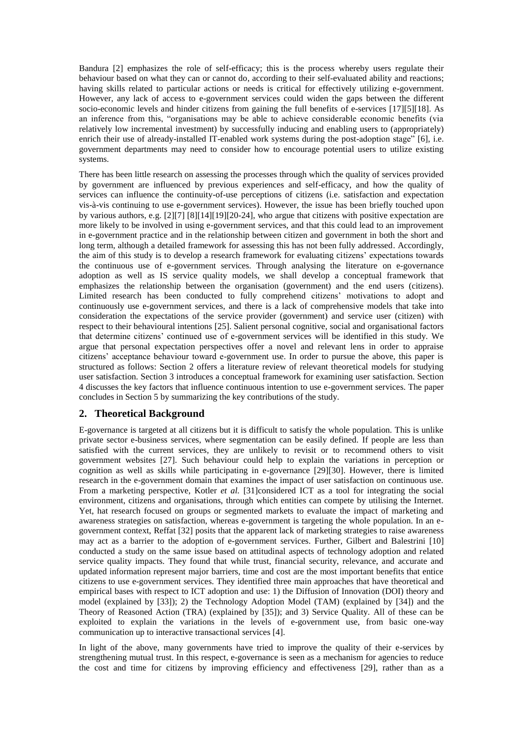Bandura [2] emphasizes the role of self-efficacy; this is the process whereby users regulate their behaviour based on what they can or cannot do, according to their self-evaluated ability and reactions; having skills related to particular actions or needs is critical for effectively utilizing e-government. However, any lack of access to e-government services could widen the gaps between the different socio-economic levels and hinder citizens from gaining the full benefits of e-services [17][5][18]. As an inference from this, "organisations may be able to achieve considerable economic benefits (via relatively low incremental investment) by successfully inducing and enabling users to (appropriately) enrich their use of already-installed IT-enabled work systems during the post-adoption stage" [6], i.e. government departments may need to consider how to encourage potential users to utilize existing systems.

There has been little research on assessing the processes through which the quality of services provided by government are influenced by previous experiences and self-efficacy, and how the quality of services can influence the continuity-of-use perceptions of citizens (i.e. satisfaction and expectation vis-à-vis continuing to use e-government services). However, the issue has been briefly touched upon by various authors, e.g. [2][7] [8][14][19][20-24], who argue that citizens with positive expectation are more likely to be involved in using e-government services, and that this could lead to an improvement in e-government practice and in the relationship between citizen and government in both the short and long term, although a detailed framework for assessing this has not been fully addressed. Accordingly, the aim of this study is to develop a research framework for evaluating citizens' expectations towards the continuous use of e-government services. Through analysing the literature on e-governance adoption as well as IS service quality models, we shall develop a conceptual framework that emphasizes the relationship between the organisation (government) and the end users (citizens). Limited research has been conducted to fully comprehend citizens' motivations to adopt and continuously use e-government services, and there is a lack of comprehensive models that take into consideration the expectations of the service provider (government) and service user (citizen) with respect to their behavioural intentions [25]. Salient personal cognitive, social and organisational factors that determine citizens' continued use of e-government services will be identified in this study. We argue that personal expectation perspectives offer a novel and relevant lens in order to appraise citizens' acceptance behaviour toward e-government use. In order to pursue the above, this paper is structured as follows: Section 2 offers a literature review of relevant theoretical models for studying user satisfaction. Section 3 introduces a conceptual framework for examining user satisfaction. Section 4 discusses the key factors that influence continuous intention to use e-government services. The paper concludes in Section 5 by summarizing the key contributions of the study.

## 2. Theoretical Background

E-governance is targeted at all citizens but it is difficult to satisfy the whole population. This is unlike private sector e-business services, where segmentation can be easily defined. If people are less than satisfied with the current services, they are unlikely to revisit or to recommend others to visit government websites [27]. Such behaviour could help to explain the variations in perception or cognition as well as skills while participating in e-governance [29][30]. However, there is limited research in the e-government domain that examines the impact of user satisfaction on continuous use. From a marketing perspective, Kotler *et al.* [31]considered ICT as a tool for integrating the social environment, citizens and organisations, through which entities can compete by utilising the Internet. Yet, hat research focused on groups or segmented markets to evaluate the impact of marketing and awareness strategies on satisfaction, whereas e-government is targeting the whole population. In an e-government context, Reffat [32] posits that the apparent lack of marketing strategies to raise awareness may act as a barrier to the adoption of e-government services. Further, Gilbert and Balestrini [10] conducted a study on the same issue based on attitudinal aspects of technology adoption and related service quality impacts. They found that while trust, financial security, relevance, and accurate and updated information represent major barriers, time and cost are the most important benefits that entice citizens to use e-government services. They identified three main approaches that have theoretical and empirical bases with respect to ICT adoption and use: 1) the Diffusion of Innovation (DOI) theory and model (explained by [33]); 2) the Technology Adoption Model (TAM) (explained by [34]) and the Theory of Reasoned Action (TRA) (explained by [35]); and 3) Service Quality. All of these can be exploited to explain the variations in the levels of e-government use, from basic one-way communication up to interactive transactional services [4].

In light of the above, many governments have tried to improve the quality of their e-services by strengthening mutual trust. In this respect, e-governance is seen as a mechanism for agencies to reduce the cost and time for citizens by improving efficiency and effectiveness [29], rather than as a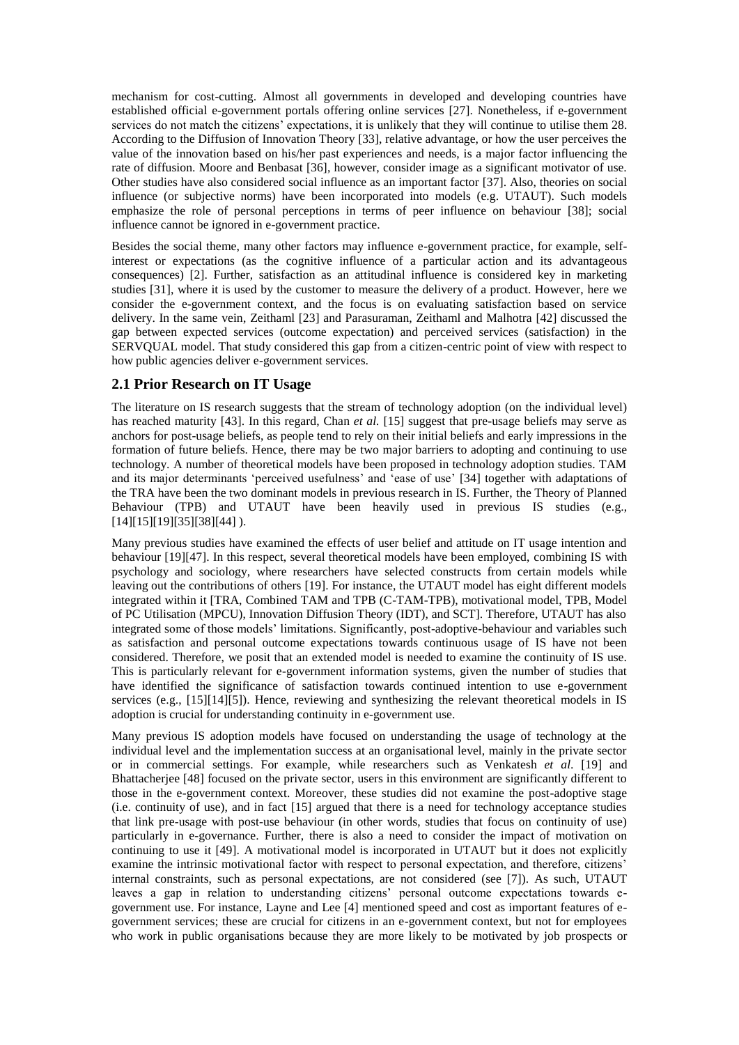mechanism for cost-cutting. Almost all governments in developed and developing countries have established official e-government portals offering online services [27]. Nonetheless, if e-government services do not match the citizens' expectations, it is unlikely that they will continue to utilise them 28. According to the Diffusion of Innovation Theory [33], relative advantage, or how the user perceives the value of the innovation based on his/her past experiences and needs, is a major factor influencing the rate of diffusion. Moore and Benbasat [36], however, consider image as a significant motivator of use. Other studies have also considered social influence as an important factor [37]. Also, theories on social influence (or subjective norms) have been incorporated into models (e.g. UTAUT). Such models emphasize the role of personal perceptions in terms of peer influence on behaviour [38]; social influence cannot be ignored in e-government practice.

Besides the social theme, many other factors may influence e-government practice, for example, self-interest or expectations (as the cognitive influence of a particular action and its advantageous consequences) [2]. Further, satisfaction as an attitudinal influence is considered key in marketing studies [31], where it is used by the customer to measure the delivery of a product. However, here we consider the e-government context, and the focus is on evaluating satisfaction based on service delivery. In the same vein, Zeithaml [23] and Parasuraman, Zeithaml and Malhotra [42] discussed the gap between expected services (outcome expectation) and perceived services (satisfaction) in the SERVQUAL model. That study considered this gap from a citizen-centric point of view with respect to how public agencies deliver e-government services.

## 2.1 Prior Research on IT Usage

The literature on IS research suggests that the stream of technology adoption (on the individual level) has reached maturity [43]. In this regard, Chan *et al.* [15] suggest that pre-usage beliefs may serve as anchors for post-usage beliefs, as people tend to rely on their initial beliefs and early impressions in the formation of future beliefs. Hence, there may be two major barriers to adopting and continuing to use technology. A number of theoretical models have been proposed in technology adoption studies. TAM and its major determinants 'perceived usefulness' and 'ease of use' [34] together with adaptations of the TRA have been the two dominant models in previous research in IS. Further, the Theory of Planned Behaviour (TPB) and UTAUT have been heavily used in previous IS studies (e.g., [14][15][19][35][38][44] ).

Many previous studies have examined the effects of user belief and attitude on IT usage intention and behaviour [19][47]. In this respect, several theoretical models have been employed, combining IS with psychology and sociology, where researchers have selected constructs from certain models while leaving out the contributions of others [19]. For instance, the UTAUT model has eight different models integrated within it [TRA, Combined TAM and TPB (C-TAM-TPB), motivational model, TPB, Model of PC Utilisation (MPCU), Innovation Diffusion Theory (IDT), and SCT]. Therefore, UTAUT has also integrated some of those models' limitations. Significantly, post-adoptive-behaviour and variables such as satisfaction and personal outcome expectations towards continuous usage of IS have not been considered. Therefore, we posit that an extended model is needed to examine the continuity of IS use. This is particularly relevant for e-government information systems, given the number of studies that have identified the significance of satisfaction towards continued intention to use e-government services (e.g., [15][14][5]). Hence, reviewing and synthesizing the relevant theoretical models in IS adoption is crucial for understanding continuity in e-government use.

Many previous IS adoption models have focused on understanding the usage of technology at the individual level and the implementation success at an organisational level, mainly in the private sector or in commercial settings. For example, while researchers such as Venkatesh *et al.* [19] and Bhattacherjee [48] focused on the private sector, users in this environment are significantly different to those in the e-government context. Moreover, these studies did not examine the post-adoptive stage (i.e. continuity of use), and in fact [15] argued that there is a need for technology acceptance studies that link pre-usage with post-use behaviour (in other words, studies that focus on continuity of use) particularly in e-governance. Further, there is also a need to consider the impact of motivation on continuing to use it [49]. A motivational model is incorporated in UTAUT but it does not explicitly examine the intrinsic motivational factor with respect to personal expectation, and therefore, citizens' internal constraints, such as personal expectations, are not considered (see [7]). As such, UTAUT leaves a gap in relation to understanding citizens' personal outcome expectations towards e-government use. For instance, Layne and Lee [4] mentioned speed and cost as important features of e-government services; these are crucial for citizens in an e-government context, but not for employees who work in public organisations because they are more likely to be motivated by job prospects or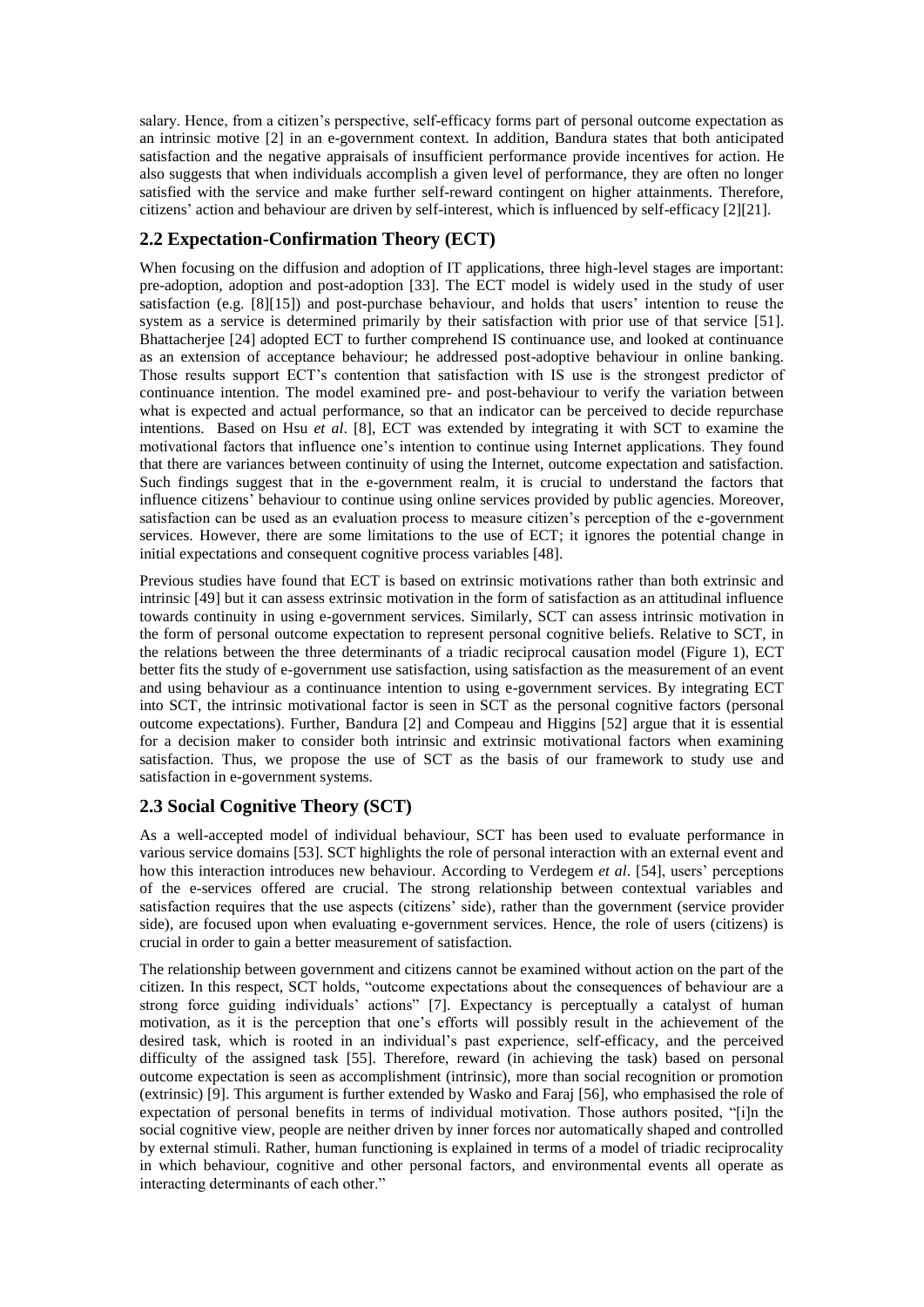salary. Hence, from a citizen's perspective, self-efficacy forms part of personal outcome expectation as an intrinsic motive [2] in an e-government context. In addition, Bandura states that both anticipated satisfaction and the negative appraisals of insufficient performance provide incentives for action. He also suggests that when individuals accomplish a given level of performance, they are often no longer satisfied with the service and make further self-reward contingent on higher attainments. Therefore, citizens' action and behaviour are driven by self-interest, which is influenced by self-efficacy [2][21].

## 2.2 Expectation-Confirmation Theory (ECT)

When focusing on the diffusion and adoption of IT applications, three high-level stages are important: pre-adoption, adoption and post-adoption [33]. The ECT model is widely used in the study of user satisfaction (e.g. [8][15]) and post-purchase behaviour, and holds that users' intention to reuse the system as a service is determined primarily by their satisfaction with prior use of that service [51]. Bhattacherjee [24] adopted ECT to further comprehend IS continuance use, and looked at continuance as an extension of acceptance behaviour; he addressed post-adoptive behaviour in online banking. Those results support ECT's contention that satisfaction with IS use is the strongest predictor of continuance intention. The model examined pre- and post-behaviour to verify the variation between what is expected and actual performance, so that an indicator can be perceived to decide repurchase intentions. Based on Hsu *et al*. [8], ECT was extended by integrating it with SCT to examine the motivational factors that influence one's intention to continue using Internet applications. They found that there are variances between continuity of using the Internet, outcome expectation and satisfaction. Such findings suggest that in the e-government realm, it is crucial to understand the factors that influence citizens' behaviour to continue using online services provided by public agencies. Moreover, satisfaction can be used as an evaluation process to measure citizen's perception of the e-government services. However, there are some limitations to the use of ECT; it ignores the potential change in initial expectations and consequent cognitive process variables [48].

Previous studies have found that ECT is based on extrinsic motivations rather than both extrinsic and intrinsic [49] but it can assess extrinsic motivation in the form of satisfaction as an attitudinal influence towards continuity in using e-government services. Similarly, SCT can assess intrinsic motivation in the form of personal outcome expectation to represent personal cognitive beliefs. Relative to SCT, in the relations between the three determinants of a triadic reciprocal causation model (Figure 1), ECT better fits the study of e-government use satisfaction, using satisfaction as the measurement of an event and using behaviour as a continuance intention to using e-government services. By integrating ECT into SCT, the intrinsic motivational factor is seen in SCT as the personal cognitive factors (personal outcome expectations). Further, Bandura [2] and Compeau and Higgins [52] argue that it is essential for a decision maker to consider both intrinsic and extrinsic motivational factors when examining satisfaction. Thus, we propose the use of SCT as the basis of our framework to study use and satisfaction in e-government systems.

## 2.3 Social Cognitive Theory (SCT)

As a well-accepted model of individual behaviour, SCT has been used to evaluate performance in various service domains [53]. SCT highlights the role of personal interaction with an external event and how this interaction introduces new behaviour. According to Verdegem *et al*. [54], users' perceptions of the e-services offered are crucial. The strong relationship between contextual variables and satisfaction requires that the use aspects (citizens' side), rather than the government (service provider side), are focused upon when evaluating e-government services. Hence, the role of users (citizens) is crucial in order to gain a better measurement of satisfaction.

The relationship between government and citizens cannot be examined without action on the part of the citizen. In this respect, SCT holds, "outcome expectations about the consequences of behaviour are a strong force guiding individuals' actions" [7]. Expectancy is perceptually a catalyst of human motivation, as it is the perception that one's efforts will possibly result in the achievement of the desired task, which is rooted in an individual's past experience, self-efficacy, and the perceived difficulty of the assigned task [55]. Therefore, reward (in achieving the task) based on personal outcome expectation is seen as accomplishment (intrinsic), more than social recognition or promotion (extrinsic) [9]. This argument is further extended by Wasko and Faraj [56], who emphasised the role of expectation of personal benefits in terms of individual motivation. Those authors posited, "[i]n the social cognitive view, people are neither driven by inner forces nor automatically shaped and controlled by external stimuli. Rather, human functioning is explained in terms of a model of triadic reciprocality in which behaviour, cognitive and other personal factors, and environmental events all operate as interacting determinants of each other."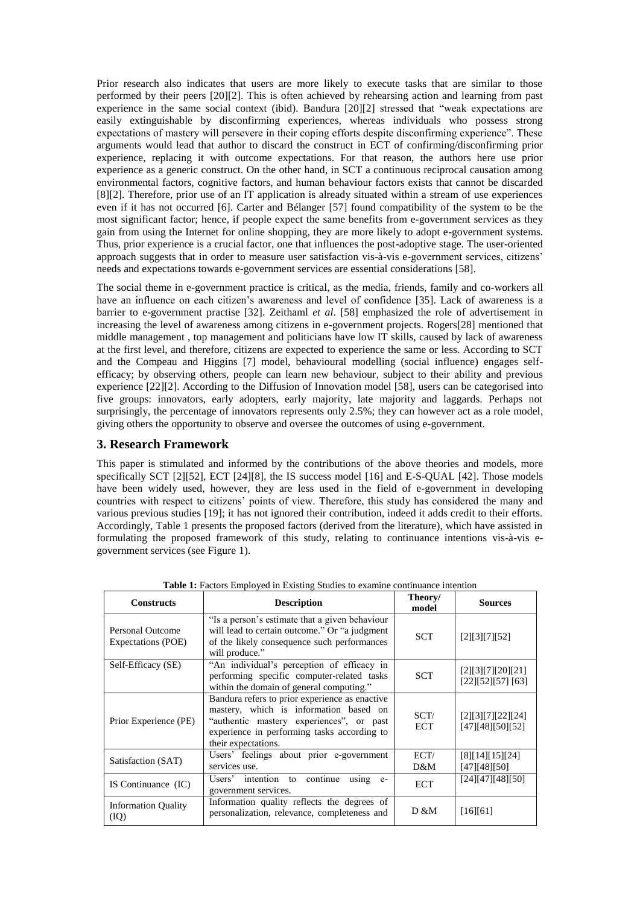Prior research also indicates that users are more likely to execute tasks that are similar to those performed by their peers [20][2]. This is often achieved by rehearsing action and learning from past experience in the same social context (ibid). Bandura [20][2] stressed that "weak expectations are easily extinguishable by disconfirming experiences, whereas individuals who possess strong expectations of mastery will persevere in their coping efforts despite disconfirming experience". These arguments would lead that author to discard the construct in ECT of confirming/disconfirming prior experience, replacing it with outcome expectations. For that reason, the authors here use prior experience as a generic construct. On the other hand, in SCT a continuous reciprocal causation among environmental factors, cognitive factors, and human behaviour factors exists that cannot be discarded [8][2]. Therefore, prior use of an IT application is already situated within a stream of use experiences even if it has not occurred [6]. Carter and Bélanger [57] found compatibility of the system to be the most significant factor; hence, if people expect the same benefits from e-government services as they gain from using the Internet for online shopping, they are more likely to adopt e-government systems. Thus, prior experience is a crucial factor, one that influences the post-adoptive stage. The user-oriented approach suggests that in order to measure user satisfaction vis-à-vis e-government services, citizens' needs and expectations towards e-government services are essential considerations [58].

The social theme in e-government practice is critical, as the media, friends, family and co-workers all have an influence on each citizen's awareness and level of confidence [35]. Lack of awareness is a barrier to e-government practise [32]. Zeithaml *et al*. [58] emphasized the role of advertisement in increasing the level of awareness among citizens in e-government projects. Rogers[28] mentioned that middle management , top management and politicians have low IT skills, caused by lack of awareness at the first level, and therefore, citizens are expected to experience the same or less. According to SCT and the Compeau and Higgins [7] model, behavioural modelling (social influence) engages self-efficacy; by observing others, people can learn new behaviour, subject to their ability and previous experience [22][2]. According to the Diffusion of Innovation model [58], users can be categorised into five groups: innovators, early adopters, early majority, late majority and laggards. Perhaps not surprisingly, the percentage of innovators represents only 2.5%; they can however act as a role model, giving others the opportunity to observe and oversee the outcomes of using e-government.

## 3. Research Framework

This paper is stimulated and informed by the contributions of the above theories and models, more specifically SCT [2][52], ECT [24][8], the IS success model [16] and E-S-QUAL [42]. Those models have been widely used, however, they are less used in the field of e-government in developing countries with respect to citizens' points of view. Therefore, this study has considered the many and various previous studies [19]; it has not ignored their contribution, indeed it adds credit to their efforts. Accordingly, Table 1 presents the proposed factors (derived from the literature), which have assisted in formulating the proposed framework of this study, relating to continuance intentions vis-à-vis e-government services (see Figure 1).

**Table 1:** Factors Employed in Existing Studies to examine continuance intention

| Constructs | Description | Theory/ model | Sources |
|---|---|---|---|
| Personal Outcome Expectations (POE) | "Is a person's estimate that a given behaviour will lead to certain outcome." Or "a judgment of the likely consequence such performances will produce." | SCT | [2][3][7][52] |
| Self-Efficacy (SE) | "An individual's perception of efficacy in performing specific computer-related tasks within the domain of general computing." | SCT | [2][3][7][20][21] [22][52][57] [63] |
| Prior Experience (PE) | Bandura refers to prior experience as enactive mastery, which is information based on "authentic mastery experiences", or past experience in performing tasks according to their expectations. | SCT/ ECT | [2][3][7][22][24] [47][48][50][52] |
| Satisfaction (SAT) | Users' feelings about prior e-government services use. | ECT/ D&M | [8][14][15][24] [47][48][50] |
| IS Continuance (IC) | Users' intention to continue using e-government services. | ECT | [24][47][48][50] |
| Information Quality (IQ) | Information quality reflects the degrees of personalization, relevance, completeness and | D &M | [16][61] |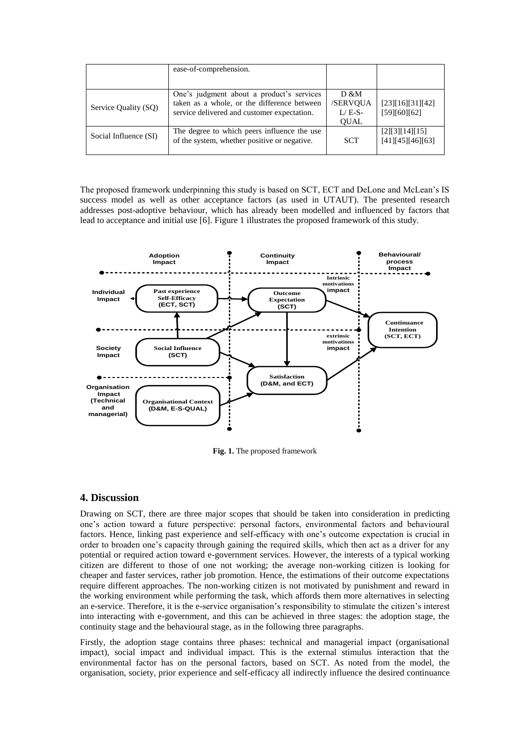|  | ease-of-comprehension. |  |  |
|---|---|---|---|
| Service Quality (SQ) | One's judgment about a product's services taken as a whole, or the difference between service delivered and customer expectation. | D &M /SERVQUAL/ E-S-QUAL | [23][16][31][42][59][60][62] |
| Social Influence (SI) | The degree to which peers influence the use of the system, whether positive or negative. | SCT | [2][3][14][15][41][45][46][63] |

The proposed framework underpinning this study is based on SCT, ECT and DeLone and McLean's IS success model as well as other acceptance factors (as used in UTAUT). The presented research addresses post-adoptive behaviour, which has already been modelled and influenced by factors that lead to acceptance and initial use [6]. Figure 1 illustrates the proposed framework of this study.

**Fig. 1.** The proposed framework

## 4. Discussion

Drawing on SCT, there are three major scopes that should be taken into consideration in predicting one's action toward a future perspective: personal factors, environmental factors and behavioural factors. Hence, linking past experience and self-efficacy with one's outcome expectation is crucial in order to broaden one's capacity through gaining the required skills, which then act as a driver for any potential or required action toward e-government services. However, the interests of a typical working citizen are different to those of one not working; the average non-working citizen is looking for cheaper and faster services, rather job promotion. Hence, the estimations of their outcome expectations require different approaches. The non-working citizen is not motivated by punishment and reward in the working environment while performing the task, which affords them more alternatives in selecting an e-service. Therefore, it is the e-service organisation's responsibility to stimulate the citizen's interest into interacting with e-government, and this can be achieved in three stages: the adoption stage, the continuity stage and the behavioural stage, as in the following three paragraphs.

Firstly, the adoption stage contains three phases: technical and managerial impact (organisational impact), social impact and individual impact. This is the external stimulus interaction that the environmental factor has on the personal factors, based on SCT. As noted from the model, the organisation, society, prior experience and self-efficacy all indirectly influence the desired continuance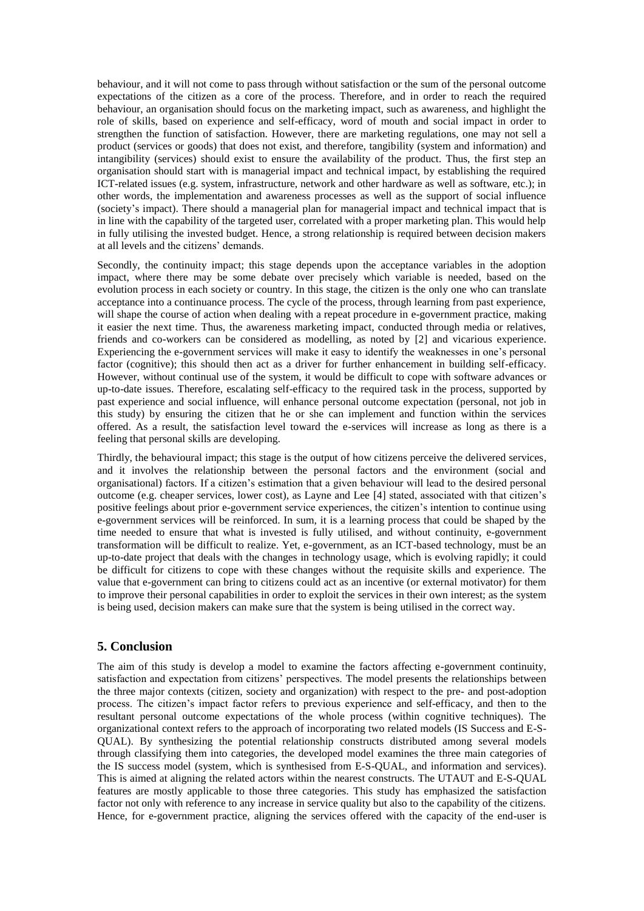behaviour, and it will not come to pass through without satisfaction or the sum of the personal outcome expectations of the citizen as a core of the process. Therefore, and in order to reach the required behaviour, an organisation should focus on the marketing impact, such as awareness, and highlight the role of skills, based on experience and self-efficacy, word of mouth and social impact in order to strengthen the function of satisfaction. However, there are marketing regulations, one may not sell a product (services or goods) that does not exist, and therefore, tangibility (system and information) and intangibility (services) should exist to ensure the availability of the product. Thus, the first step an organisation should start with is managerial impact and technical impact, by establishing the required ICT-related issues (e.g. system, infrastructure, network and other hardware as well as software, etc.); in other words, the implementation and awareness processes as well as the support of social influence (society's impact). There should a managerial plan for managerial impact and technical impact that is in line with the capability of the targeted user, correlated with a proper marketing plan. This would help in fully utilising the invested budget. Hence, a strong relationship is required between decision makers at all levels and the citizens' demands.

Secondly, the continuity impact; this stage depends upon the acceptance variables in the adoption impact, where there may be some debate over precisely which variable is needed, based on the evolution process in each society or country. In this stage, the citizen is the only one who can translate acceptance into a continuance process. The cycle of the process, through learning from past experience, will shape the course of action when dealing with a repeat procedure in e-government practice, making it easier the next time. Thus, the awareness marketing impact, conducted through media or relatives, friends and co-workers can be considered as modelling, as noted by [2] and vicarious experience. Experiencing the e-government services will make it easy to identify the weaknesses in one's personal factor (cognitive); this should then act as a driver for further enhancement in building self-efficacy. However, without continual use of the system, it would be difficult to cope with software advances or up-to-date issues. Therefore, escalating self-efficacy to the required task in the process, supported by past experience and social influence, will enhance personal outcome expectation (personal, not job in this study) by ensuring the citizen that he or she can implement and function within the services offered. As a result, the satisfaction level toward the e-services will increase as long as there is a feeling that personal skills are developing.

Thirdly, the behavioural impact; this stage is the output of how citizens perceive the delivered services, and it involves the relationship between the personal factors and the environment (social and organisational) factors. If a citizen's estimation that a given behaviour will lead to the desired personal outcome (e.g. cheaper services, lower cost), as Layne and Lee [4] stated, associated with that citizen's positive feelings about prior e-government service experiences, the citizen's intention to continue using e-government services will be reinforced. In sum, it is a learning process that could be shaped by the time needed to ensure that what is invested is fully utilised, and without continuity, e-government transformation will be difficult to realize. Yet, e-government, as an ICT-based technology, must be an up-to-date project that deals with the changes in technology usage, which is evolving rapidly; it could be difficult for citizens to cope with these changes without the requisite skills and experience. The value that e-government can bring to citizens could act as an incentive (or external motivator) for them to improve their personal capabilities in order to exploit the services in their own interest; as the system is being used, decision makers can make sure that the system is being utilised in the correct way.

## 5. Conclusion

The aim of this study is develop a model to examine the factors affecting e-government continuity, satisfaction and expectation from citizens' perspectives. The model presents the relationships between the three major contexts (citizen, society and organization) with respect to the pre- and post-adoption process. The citizen's impact factor refers to previous experience and self-efficacy, and then to the resultant personal outcome expectations of the whole process (within cognitive techniques). The organizational context refers to the approach of incorporating two related models (IS Success and E-S-QUAL). By synthesizing the potential relationship constructs distributed among several models through classifying them into categories, the developed model examines the three main categories of the IS success model (system, which is synthesised from E-S-QUAL, and information and services). This is aimed at aligning the related actors within the nearest constructs. The UTAUT and E-S-QUAL features are mostly applicable to those three categories. This study has emphasized the satisfaction factor not only with reference to any increase in service quality but also to the capability of the citizens. Hence, for e-government practice, aligning the services offered with the capacity of the end-user is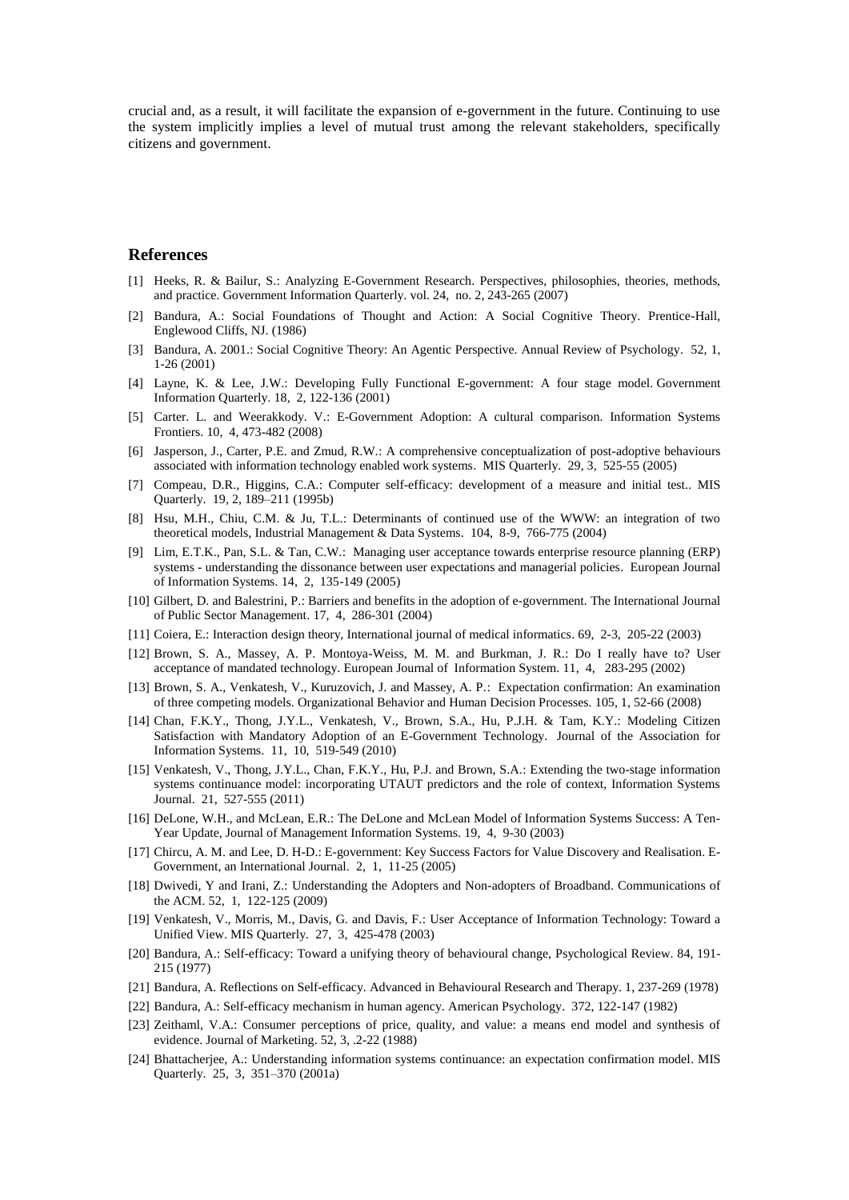crucial and, as a result, it will facilitate the expansion of e-government in the future. Continuing to use the system implicitly implies a level of mutual trust among the relevant stakeholders, specifically citizens and government.

## References

[1] Heeks, R. & Bailur, S.: Analyzing E-Government Research. Perspectives, philosophies, theories, methods, and practice. Government Information Quarterly. vol. 24, no. 2, 243-265 (2007)

[2] Bandura, A.: Social Foundations of Thought and Action: A Social Cognitive Theory. Prentice-Hall, Englewood Cliffs, NJ. (1986)

[3] Bandura, A. 2001.: Social Cognitive Theory: An Agentic Perspective. Annual Review of Psychology. 52, 1, 1-26 (2001)

[4] Layne, K. & Lee, J.W.: Developing Fully Functional E-government: A four stage model. Government Information Quarterly. 18, 2, 122-136 (2001)

[5] Carter. L. and Weerakkody. V.: E-Government Adoption: A cultural comparison. Information Systems Frontiers. 10, 4, 473-482 (2008)

[6] Jasperson, J., Carter, P.E. and Zmud, R.W.: A comprehensive conceptualization of post-adoptive behaviours associated with information technology enabled work systems. MIS Quarterly. 29, 3, 525-55 (2005)

[7] Compeau, D.R., Higgins, C.A.: Computer self-efficacy: development of a measure and initial test.. MIS Quarterly. 19, 2, 189–211 (1995b)

[8] Hsu, M.H., Chiu, C.M. & Ju, T.L.: Determinants of continued use of the WWW: an integration of two theoretical models, Industrial Management & Data Systems. 104, 8-9, 766-775 (2004)

[9] Lim, E.T.K., Pan, S.L. & Tan, C.W.: Managing user acceptance towards enterprise resource planning (ERP) systems - understanding the dissonance between user expectations and managerial policies. European Journal of Information Systems. 14, 2, 135-149 (2005)

[10] Gilbert, D. and Balestrini, P.: Barriers and benefits in the adoption of e-government. The International Journal of Public Sector Management. 17, 4, 286-301 (2004)

[11] Coiera, E.: Interaction design theory, International journal of medical informatics. 69, 2-3, 205-22 (2003)

[12] Brown, S. A., Massey, A. P. Montoya-Weiss, M. M. and Burkman, J. R.: Do I really have to? User acceptance of mandated technology. European Journal of Information System. 11, 4, 283-295 (2002)

[13] Brown, S. A., Venkatesh, V., Kuruzovich, J. and Massey, A. P.: Expectation confirmation: An examination of three competing models. Organizational Behavior and Human Decision Processes. 105, 1, 52-66 (2008)

[14] Chan, F.K.Y., Thong, J.Y.L., Venkatesh, V., Brown, S.A., Hu, P.J.H. & Tam, K.Y.: Modeling Citizen Satisfaction with Mandatory Adoption of an E-Government Technology. Journal of the Association for Information Systems. 11, 10, 519-549 (2010)

[15] Venkatesh, V., Thong, J.Y.L., Chan, F.K.Y., Hu, P.J. and Brown, S.A.: Extending the two-stage information systems continuance model: incorporating UTAUT predictors and the role of context, Information Systems Journal. 21, 527-555 (2011)

[16] DeLone, W.H., and McLean, E.R.: The DeLone and McLean Model of Information Systems Success: A Ten-Year Update, Journal of Management Information Systems. 19, 4, 9-30 (2003)

[17] Chircu, A. M. and Lee, D. H-D.: E-government: Key Success Factors for Value Discovery and Realisation. E-Government, an International Journal. 2, 1, 11-25 (2005)

[18] Dwivedi, Y and Irani, Z.: Understanding the Adopters and Non-adopters of Broadband. Communications of the ACM. 52, 1, 122-125 (2009)

[19] Venkatesh, V., Morris, M., Davis, G. and Davis, F.: User Acceptance of Information Technology: Toward a Unified View. MIS Quarterly. 27, 3, 425-478 (2003)

[20] Bandura, A.: Self-efficacy: Toward a unifying theory of behavioural change, Psychological Review. 84, 191-215 (1977)

[21] Bandura, A. Reflections on Self-efficacy. Advanced in Behavioural Research and Therapy. 1, 237-269 (1978)

[22] Bandura, A.: Self-efficacy mechanism in human agency. American Psychology. 372, 122-147 (1982)

[23] Zeithaml, V.A.: Consumer perceptions of price, quality, and value: a means end model and synthesis of evidence. Journal of Marketing. 52, 3, .2-22 (1988)

[24] Bhattacherjee, A.: Understanding information systems continuance: an expectation confirmation model. MIS Quarterly. 25, 3, 351–370 (2001a)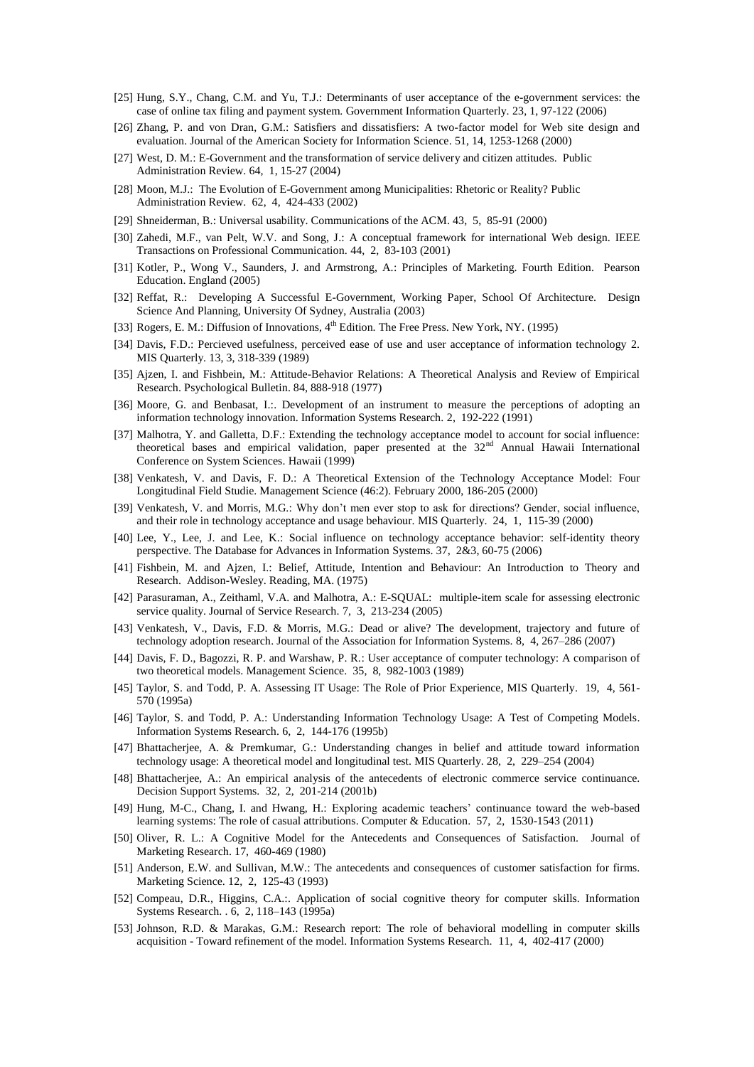[25] Hung, S.Y., Chang, C.M. and Yu, T.J.: Determinants of user acceptance of the e-government services: the case of online tax filing and payment system. Government Information Quarterly. 23, 1, 97-122 (2006)

[26] Zhang, P. and von Dran, G.M.: Satisfiers and dissatisfiers: A two-factor model for Web site design and evaluation. Journal of the American Society for Information Science. 51, 14, 1253-1268 (2000)

[27] West, D. M.: E-Government and the transformation of service delivery and citizen attitudes. Public Administration Review. 64, 1, 15-27 (2004)

[28] Moon, M.J.: The Evolution of E-Government among Municipalities: Rhetoric or Reality? Public Administration Review. 62, 4, 424-433 (2002)

[29] Shneiderman, B.: Universal usability. Communications of the ACM. 43, 5, 85-91 (2000)

[30] Zahedi, M.F., van Pelt, W.V. and Song, J.: A conceptual framework for international Web design. IEEE Transactions on Professional Communication. 44, 2, 83-103 (2001)

[31] Kotler, P., Wong V., Saunders, J. and Armstrong, A.: Principles of Marketing. Fourth Edition. Pearson Education. England (2005)

[32] Reffat, R.: Developing A Successful E-Government, Working Paper, School Of Architecture. Design Science And Planning, University Of Sydney, Australia (2003)

[33] Rogers, E. M.: Diffusion of Innovations, 4th Edition. The Free Press. New York, NY. (1995)

[34] Davis, F.D.: Percieved usefulness, perceived ease of use and user acceptance of information technology 2. MIS Quarterly. 13, 3, 318-339 (1989)

[35] Ajzen, I. and Fishbein, M.: Attitude-Behavior Relations: A Theoretical Analysis and Review of Empirical Research. Psychological Bulletin. 84, 888-918 (1977)

[36] Moore, G. and Benbasat, I.:. Development of an instrument to measure the perceptions of adopting an information technology innovation. Information Systems Research. 2, 192-222 (1991)

[37] Malhotra, Y. and Galletta, D.F.: Extending the technology acceptance model to account for social influence: theoretical bases and empirical validation, paper presented at the 32nd Annual Hawaii International Conference on System Sciences. Hawaii (1999)

[38] Venkatesh, V. and Davis, F. D.: A Theoretical Extension of the Technology Acceptance Model: Four Longitudinal Field Studie. Management Science (46:2). February 2000, 186-205 (2000)

[39] Venkatesh, V. and Morris, M.G.: Why don't men ever stop to ask for directions? Gender, social influence, and their role in technology acceptance and usage behaviour. MIS Quarterly. 24, 1, 115-39 (2000)

[40] Lee, Y., Lee, J. and Lee, K.: Social influence on technology acceptance behavior: self-identity theory perspective. The Database for Advances in Information Systems. 37, 2&3, 60-75 (2006)

[41] Fishbein, M. and Ajzen, I.: Belief, Attitude, Intention and Behaviour: An Introduction to Theory and Research. Addison-Wesley. Reading, MA. (1975)

[42] Parasuraman, A., Zeithaml, V.A. and Malhotra, A.: E-SQUAL: multiple-item scale for assessing electronic service quality. Journal of Service Research. 7, 3, 213-234 (2005)

[43] Venkatesh, V., Davis, F.D. & Morris, M.G.: Dead or alive? The development, trajectory and future of technology adoption research. Journal of the Association for Information Systems. 8, 4, 267–286 (2007)

[44] Davis, F. D., Bagozzi, R. P. and Warshaw, P. R.: User acceptance of computer technology: A comparison of two theoretical models. Management Science. 35, 8, 982-1003 (1989)

[45] Taylor, S. and Todd, P. A. Assessing IT Usage: The Role of Prior Experience, MIS Quarterly. 19, 4, 561-570 (1995a)

[46] Taylor, S. and Todd, P. A.: Understanding Information Technology Usage: A Test of Competing Models. Information Systems Research. 6, 2, 144-176 (1995b)

[47] Bhattacherjee, A. & Premkumar, G.: Understanding changes in belief and attitude toward information technology usage: A theoretical model and longitudinal test. MIS Quarterly. 28, 2, 229–254 (2004)

[48] Bhattacherjee, A.: An empirical analysis of the antecedents of electronic commerce service continuance. Decision Support Systems. 32, 2, 201-214 (2001b)

[49] Hung, M-C., Chang, I. and Hwang, H.: Exploring academic teachers' continuance toward the web-based learning systems: The role of casual attributions. Computer & Education. 57, 2, 1530-1543 (2011)

[50] Oliver, R. L.: A Cognitive Model for the Antecedents and Consequences of Satisfaction. Journal of Marketing Research. 17, 460-469 (1980)

[51] Anderson, E.W. and Sullivan, M.W.: The antecedents and consequences of customer satisfaction for firms. Marketing Science. 12, 2, 125-43 (1993)

[52] Compeau, D.R., Higgins, C.A.:. Application of social cognitive theory for computer skills. Information Systems Research. . 6, 2, 118–143 (1995a)

[53] Johnson, R.D. & Marakas, G.M.: Research report: The role of behavioral modelling in computer skills acquisition - Toward refinement of the model. Information Systems Research. 11, 4, 402-417 (2000)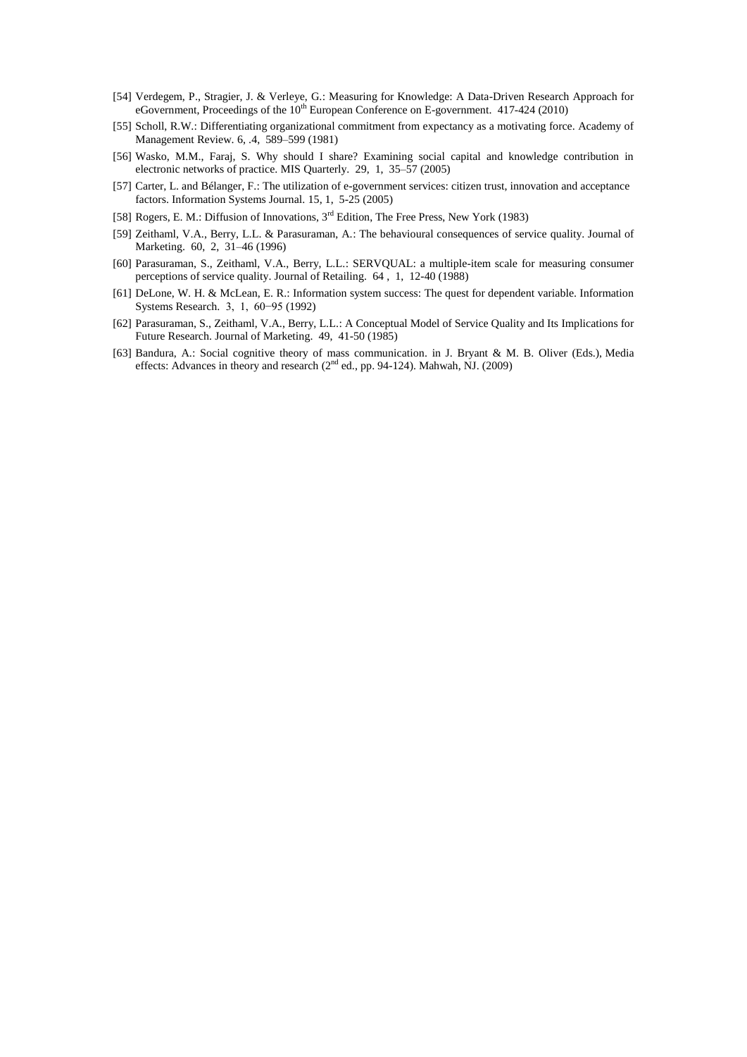[54] Verdegem, P., Stragier, J. & Verleye, G.: Measuring for Knowledge: A Data-Driven Research Approach for eGovernment, Proceedings of the 10th European Conference on E-government. 417-424 (2010)

[55] Scholl, R.W.: Differentiating organizational commitment from expectancy as a motivating force. Academy of Management Review. 6, .4, 589–599 (1981)

[56] Wasko, M.M., Faraj, S. Why should I share? Examining social capital and knowledge contribution in electronic networks of practice. MIS Quarterly. 29, 1, 35–57 (2005)

[57] Carter, L. and Bélanger, F.: The utilization of e-government services: citizen trust, innovation and acceptance factors. Information Systems Journal. 15, 1, 5-25 (2005)

[58] Rogers, E. M.: Diffusion of Innovations, 3rd Edition, The Free Press, New York (1983)

[59] Zeithaml, V.A., Berry, L.L. & Parasuraman, A.: The behavioural consequences of service quality. Journal of Marketing. 60, 2, 31–46 (1996)

[60] Parasuraman, S., Zeithaml, V.A., Berry, L.L.: SERVQUAL: a multiple-item scale for measuring consumer perceptions of service quality. Journal of Retailing. 64 , 1, 12-40 (1988)

[61] DeLone, W. H. & McLean, E. R.: Information system success: The quest for dependent variable. Information Systems Research. 3, 1, 60−95 (1992)

[62] Parasuraman, S., Zeithaml, V.A., Berry, L.L.: A Conceptual Model of Service Quality and Its Implications for Future Research. Journal of Marketing. 49, 41-50 (1985)

[63] Bandura, A.: Social cognitive theory of mass communication. in J. Bryant & M. B. Oliver (Eds.), Media effects: Advances in theory and research (2nd ed., pp. 94-124). Mahwah, NJ. (2009)